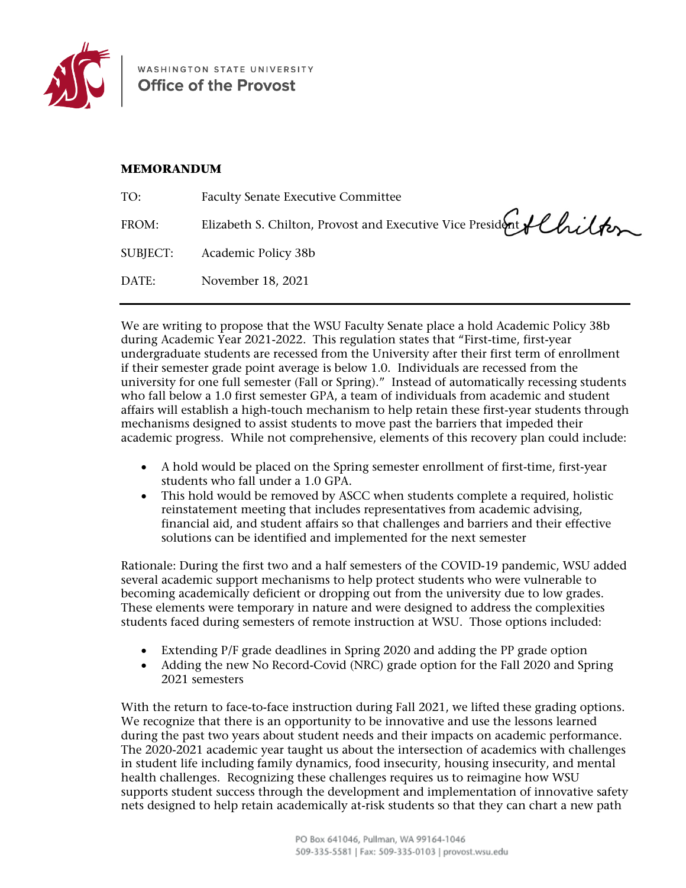WASHINGTON STATE UNIVERSITY
Office of the Provost

**MEMORANDUM**

TO: Faculty Senate Executive Committee

FROM: Elizabeth S. Chilton, Provost and Executive Vice President

SUBJECT: Academic Policy 38b

DATE: November 18, 2021

---

We are writing to propose that the WSU Faculty Senate place a hold Academic Policy 38b during Academic Year 2021-2022. This regulation states that "First-time, first-year undergraduate students are recessed from the University after their first term of enrollment if their semester grade point average is below 1.0. Individuals are recessed from the university for one full semester (Fall or Spring)." Instead of automatically recessing students who fall below a 1.0 first semester GPA, a team of individuals from academic and student affairs will establish a high-touch mechanism to help retain these first-year students through mechanisms designed to assist students to move past the barriers that impeded their academic progress. While not comprehensive, elements of this recovery plan could include:

- A hold would be placed on the Spring semester enrollment of first-time, first-year students who fall under a 1.0 GPA.
- This hold would be removed by ASCC when students complete a required, holistic reinstatement meeting that includes representatives from academic advising, financial aid, and student affairs so that challenges and barriers and their effective solutions can be identified and implemented for the next semester

Rationale: During the first two and a half semesters of the COVID-19 pandemic, WSU added several academic support mechanisms to help protect students who were vulnerable to becoming academically deficient or dropping out from the university due to low grades. These elements were temporary in nature and were designed to address the complexities students faced during semesters of remote instruction at WSU. Those options included:

- Extending P/F grade deadlines in Spring 2020 and adding the PP grade option
- Adding the new No Record-Covid (NRC) grade option for the Fall 2020 and Spring 2021 semesters

With the return to face-to-face instruction during Fall 2021, we lifted these grading options. We recognize that there is an opportunity to be innovative and use the lessons learned during the past two years about student needs and their impacts on academic performance. The 2020-2021 academic year taught us about the intersection of academics with challenges in student life including family dynamics, food insecurity, housing insecurity, and mental health challenges. Recognizing these challenges requires us to reimagine how WSU supports student success through the development and implementation of innovative safety nets designed to help retain academically at-risk students so that they can chart a new path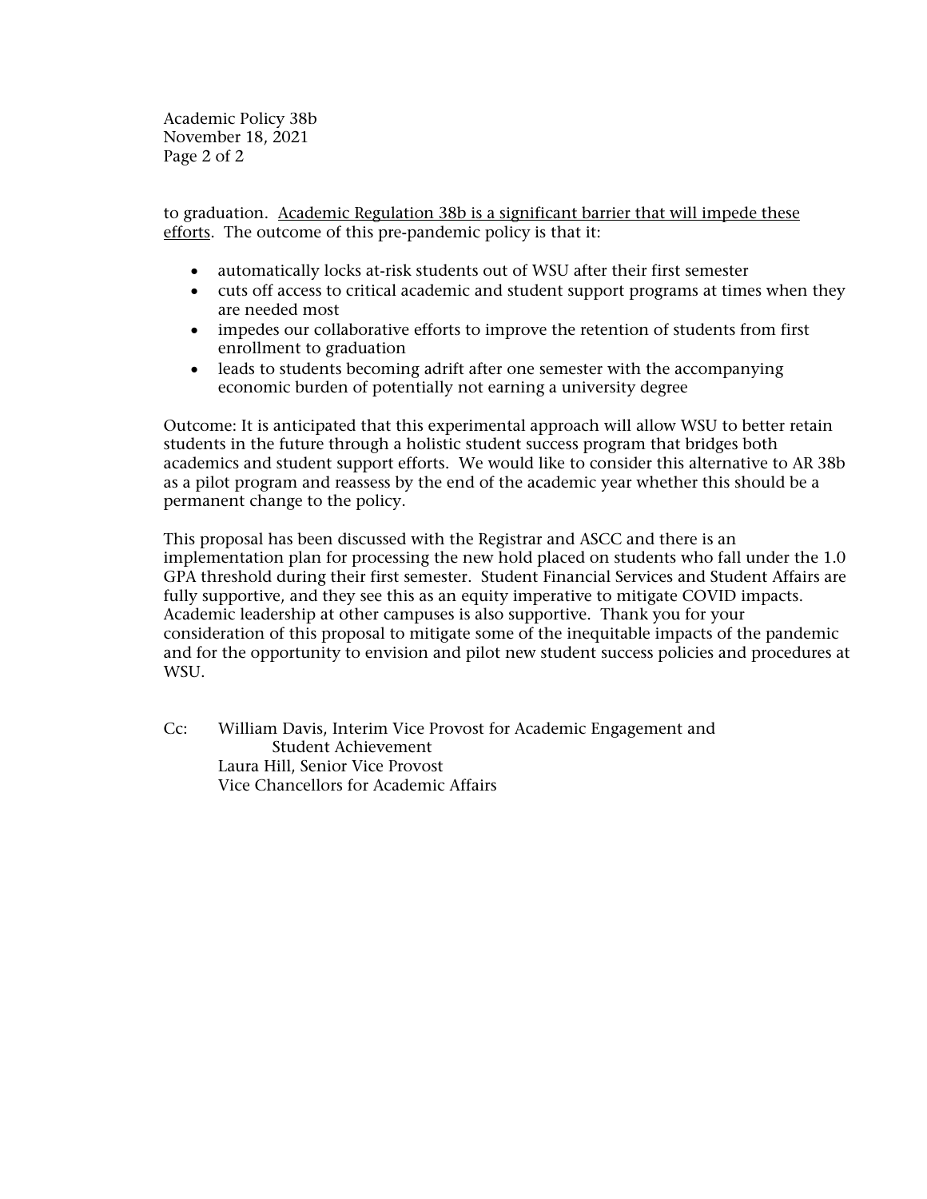to graduation. <u>Academic Regulation 38b is a significant barrier that will impede these efforts</u>. The outcome of this pre-pandemic policy is that it:

- automatically locks at-risk students out of WSU after their first semester
- cuts off access to critical academic and student support programs at times when they are needed most
- impedes our collaborative efforts to improve the retention of students from first enrollment to graduation
- leads to students becoming adrift after one semester with the accompanying economic burden of potentially not earning a university degree

Outcome: It is anticipated that this experimental approach will allow WSU to better retain students in the future through a holistic student success program that bridges both academics and student support efforts. We would like to consider this alternative to AR 38b as a pilot program and reassess by the end of the academic year whether this should be a permanent change to the policy.

This proposal has been discussed with the Registrar and ASCC and there is an implementation plan for processing the new hold placed on students who fall under the 1.0 GPA threshold during their first semester. Student Financial Services and Student Affairs are fully supportive, and they see this as an equity imperative to mitigate COVID impacts. Academic leadership at other campuses is also supportive. Thank you for your consideration of this proposal to mitigate some of the inequitable impacts of the pandemic and for the opportunity to envision and pilot new student success policies and procedures at WSU.

Cc: William Davis, Interim Vice Provost for Academic Engagement and Student Achievement
Laura Hill, Senior Vice Provost
Vice Chancellors for Academic Affairs